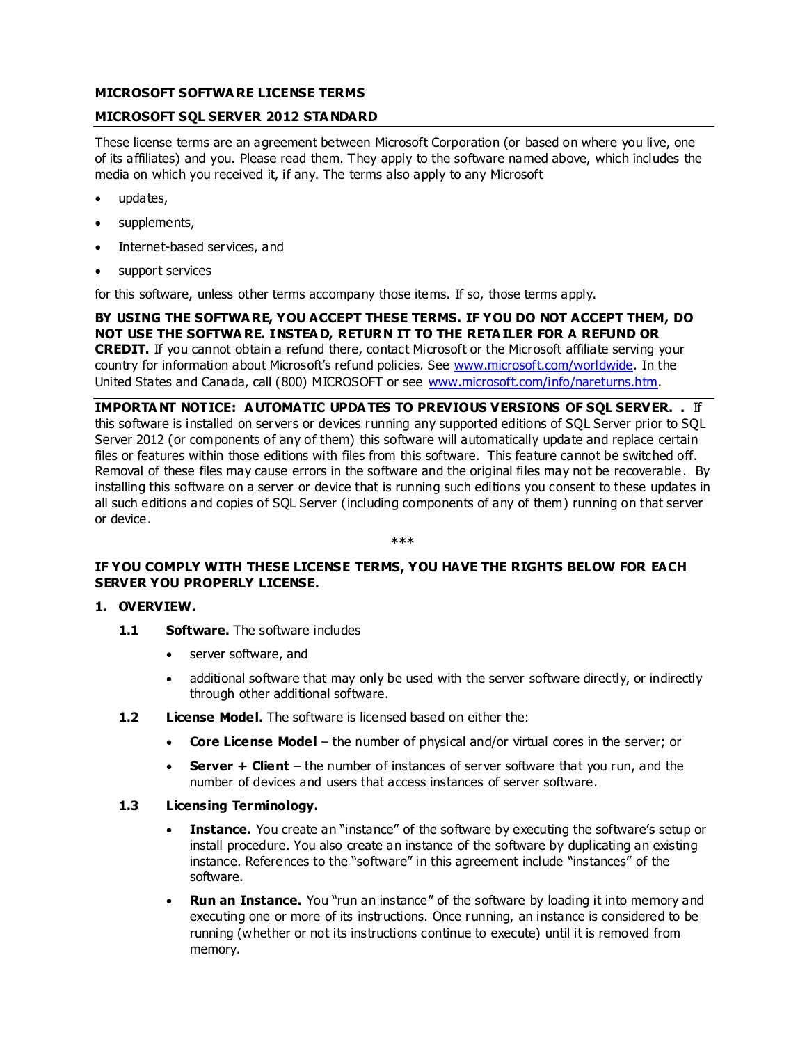**MICROSOFT SOFTWARE LICENSE TERMS**

**MICROSOFT SQL SERVER 2012 STANDARD**

These license terms are an agreement between Microsoft Corporation (or based on where you live, one of its affiliates) and you. Please read them. They apply to the software named above, which includes the media on which you received it, if any. The terms also apply to any Microsoft

- updates,
- supplements,
- Internet-based services, and
- support services

for this software, unless other terms accompany those items. If so, those terms apply.

**BY USING THE SOFTWARE, YOU ACCEPT THESE TERMS. IF YOU DO NOT ACCEPT THEM, DO NOT USE THE SOFTWARE. INSTEAD, RETURN IT TO THE RETAILER FOR A REFUND OR CREDIT.** If you cannot obtain a refund there, contact Microsoft or the Microsoft affiliate serving your country for information about Microsoft's refund policies. See www.microsoft.com/worldwide. In the United States and Canada, call (800) MICROSOFT or see www.microsoft.com/info/nareturns.htm.

**IMPORTANT NOTICE: AUTOMATIC UPDATES TO PREVIOUS VERSIONS OF SQL SERVER. .** If this software is installed on servers or devices running any supported editions of SQL Server prior to SQL Server 2012 (or components of any of them) this software will automatically update and replace certain files or features within those editions with files from this software. This feature cannot be switched off. Removal of these files may cause errors in the software and the original files may not be recoverable. By installing this software on a server or device that is running such editions you consent to these updates in all such editions and copies of SQL Server (including components of any of them) running on that server or device.

***

**IF YOU COMPLY WITH THESE LICENSE TERMS, YOU HAVE THE RIGHTS BELOW FOR EACH SERVER YOU PROPERLY LICENSE.**

**1. OVERVIEW.**

**1.1 Software.** The software includes

- server software, and
- additional software that may only be used with the server software directly, or indirectly through other additional software.

**1.2 License Model.** The software is licensed based on either the:

- **Core License Model** – the number of physical and/or virtual cores in the server; or
- **Server + Client** – the number of instances of server software that you run, and the number of devices and users that access instances of server software.

**1.3 Licensing Terminology.**

- **Instance.** You create an "instance" of the software by executing the software's setup or install procedure. You also create an instance of the software by duplicating an existing instance. References to the "software" in this agreement include "instances" of the software.
- **Run an Instance.** You "run an instance" of the software by loading it into memory and executing one or more of its instructions. Once running, an instance is considered to be running (whether or not its instructions continue to execute) until it is removed from memory.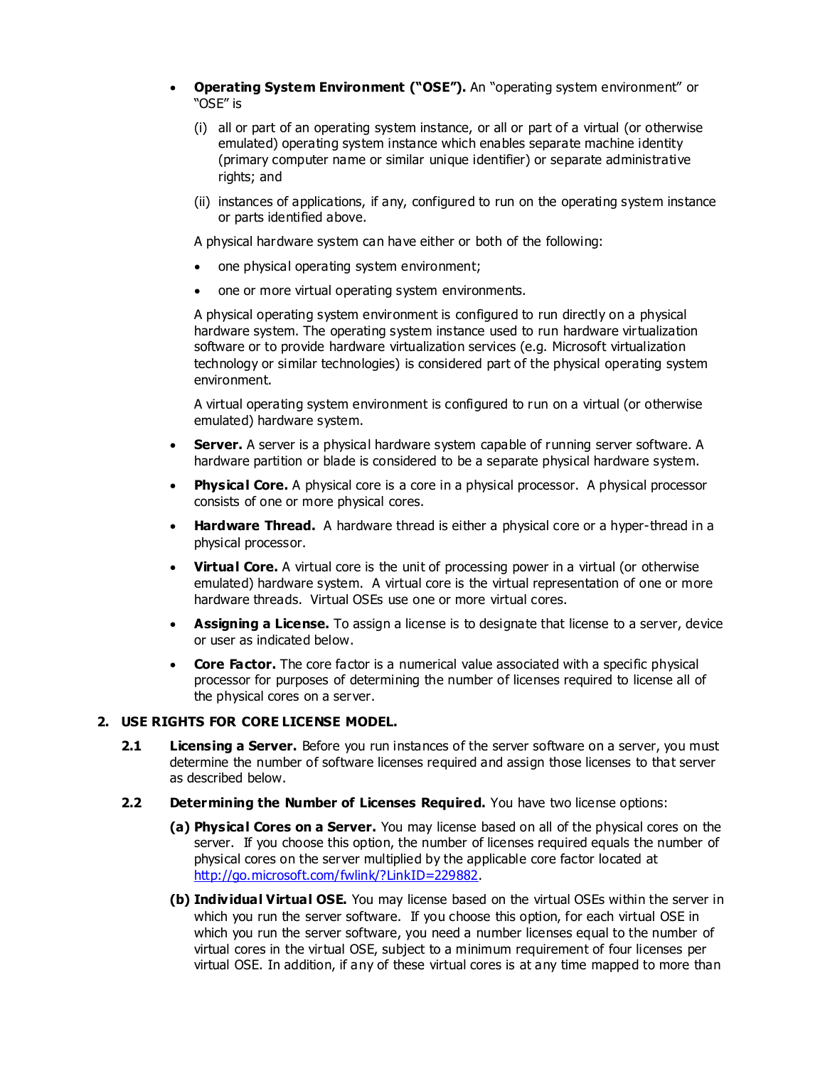- **Operating System Environment ("OSE").** An "operating system environment" or "OSE" is

  (i) all or part of an operating system instance, or all or part of a virtual (or otherwise emulated) operating system instance which enables separate machine identity (primary computer name or similar unique identifier) or separate administrative rights; and

  (ii) instances of applications, if any, configured to run on the operating system instance or parts identified above.

  A physical hardware system can have either or both of the following:

  - one physical operating system environment;
  - one or more virtual operating system environments.

  A physical operating system environment is configured to run directly on a physical hardware system. The operating system instance used to run hardware virtualization software or to provide hardware virtualization services (e.g. Microsoft virtualization technology or similar technologies) is considered part of the physical operating system environment.

  A virtual operating system environment is configured to run on a virtual (or otherwise emulated) hardware system.

- **Server.** A server is a physical hardware system capable of running server software. A hardware partition or blade is considered to be a separate physical hardware system.
- **Physical Core.** A physical core is a core in a physical processor. A physical processor consists of one or more physical cores.
- **Hardware Thread.** A hardware thread is either a physical core or a hyper-thread in a physical processor.
- **Virtual Core.** A virtual core is the unit of processing power in a virtual (or otherwise emulated) hardware system. A virtual core is the virtual representation of one or more hardware threads. Virtual OSEs use one or more virtual cores.
- **Assigning a License.** To assign a license is to designate that license to a server, device or user as indicated below.
- **Core Factor.** The core factor is a numerical value associated with a specific physical processor for purposes of determining the number of licenses required to license all of the physical cores on a server.

## 2. USE RIGHTS FOR CORE LICENSE MODEL.

**2.1 Licensing a Server.** Before you run instances of the server software on a server, you must determine the number of software licenses required and assign those licenses to that server as described below.

**2.2 Determining the Number of Licenses Required.** You have two license options:

**(a) Physical Cores on a Server.** You may license based on all of the physical cores on the server. If you choose this option, the number of licenses required equals the number of physical cores on the server multiplied by the applicable core factor located at http://go.microsoft.com/fwlink/?LinkID=229882.

**(b) Individual Virtual OSE.** You may license based on the virtual OSEs within the server in which you run the server software. If you choose this option, for each virtual OSE in which you run the server software, you need a number licenses equal to the number of virtual cores in the virtual OSE, subject to a minimum requirement of four licenses per virtual OSE. In addition, if any of these virtual cores is at any time mapped to more than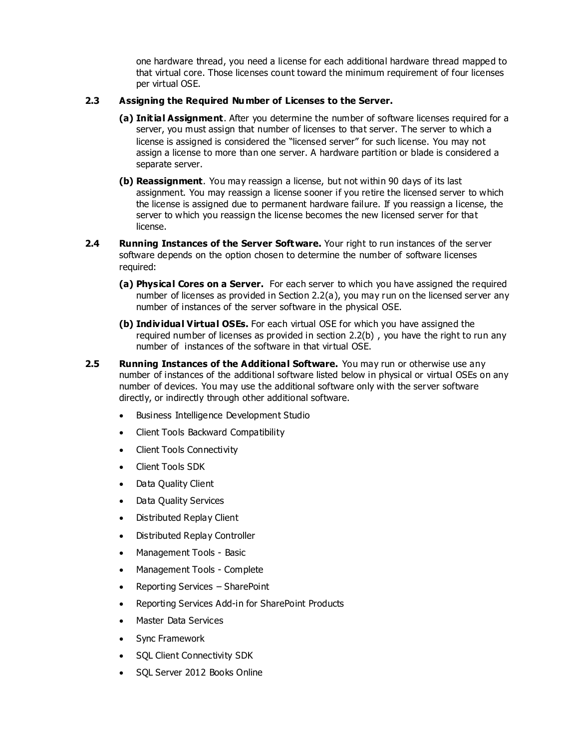one hardware thread, you need a license for each additional hardware thread mapped to that virtual core. Those licenses count toward the minimum requirement of four licenses per virtual OSE.

**2.3 Assigning the Required Number of Licenses to the Server.**

**(a) Initial Assignment**. After you determine the number of software licenses required for a server, you must assign that number of licenses to that server. The server to which a license is assigned is considered the "licensed server" for such license. You may not assign a license to more than one server. A hardware partition or blade is considered a separate server.

**(b) Reassignment**. You may reassign a license, but not within 90 days of its last assignment. You may reassign a license sooner if you retire the licensed server to which the license is assigned due to permanent hardware failure. If you reassign a license, the server to which you reassign the license becomes the new licensed server for that license.

**2.4 Running Instances of the Server Software.** Your right to run instances of the server software depends on the option chosen to determine the number of software licenses required:

**(a) Physical Cores on a Server.** For each server to which you have assigned the required number of licenses as provided in Section 2.2(a), you may run on the licensed server any number of instances of the server software in the physical OSE.

**(b) Individual Virtual OSEs.** For each virtual OSE for which you have assigned the required number of licenses as provided in section 2.2(b) , you have the right to run any number of instances of the software in that virtual OSE.

**2.5 Running Instances of the Additional Software.** You may run or otherwise use any number of instances of the additional software listed below in physical or virtual OSEs on any number of devices. You may use the additional software only with the server software directly, or indirectly through other additional software.

- Business Intelligence Development Studio
- Client Tools Backward Compatibility
- Client Tools Connectivity
- Client Tools SDK
- Data Quality Client
- Data Quality Services
- Distributed Replay Client
- Distributed Replay Controller
- Management Tools - Basic
- Management Tools - Complete
- Reporting Services – SharePoint
- Reporting Services Add-in for SharePoint Products
- Master Data Services
- Sync Framework
- SQL Client Connectivity SDK
- SQL Server 2012 Books Online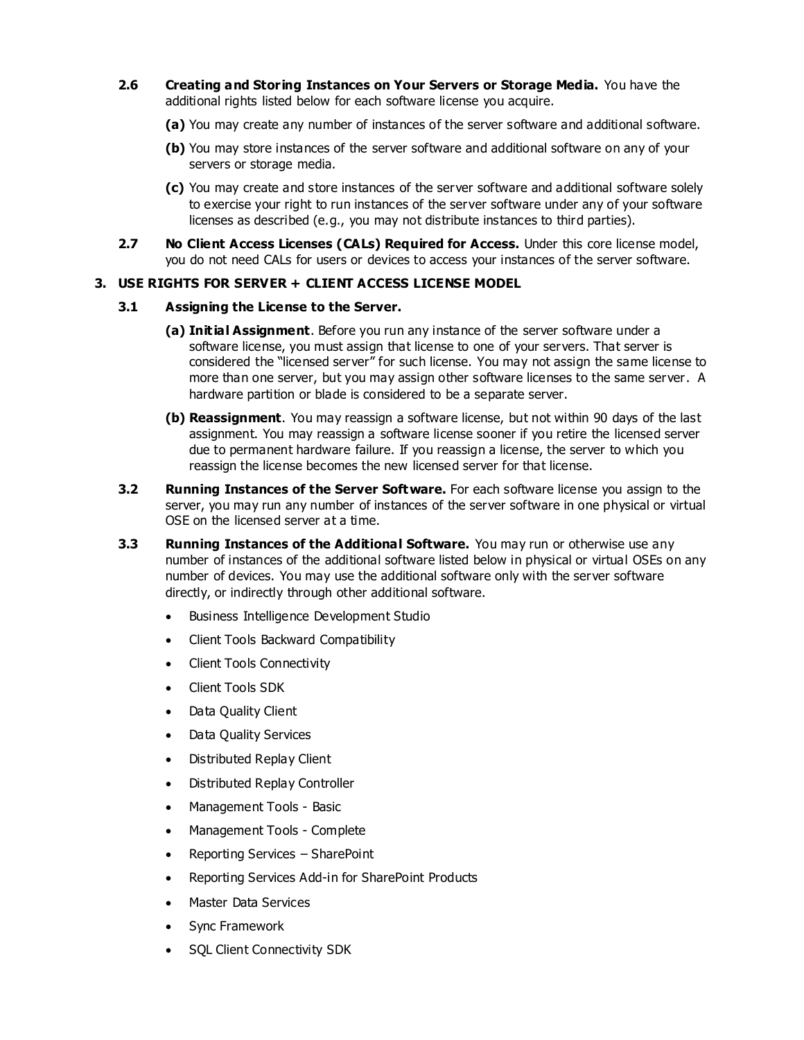**2.6 Creating and Storing Instances on Your Servers or Storage Media.** You have the additional rights listed below for each software license you acquire.

- **(a)** You may create any number of instances of the server software and additional software.
- **(b)** You may store instances of the server software and additional software on any of your servers or storage media.
- **(c)** You may create and store instances of the server software and additional software solely to exercise your right to run instances of the server software under any of your software licenses as described (e.g., you may not distribute instances to third parties).

**2.7 No Client Access Licenses (CALs) Required for Access.** Under this core license model, you do not need CALs for users or devices to access your instances of the server software.

## 3. USE RIGHTS FOR SERVER + CLIENT ACCESS LICENSE MODEL

### 3.1 Assigning the License to the Server.

- **(a) Initial Assignment**. Before you run any instance of the server software under a software license, you must assign that license to one of your servers. That server is considered the "licensed server" for such license. You may not assign the same license to more than one server, but you may assign other software licenses to the same server. A hardware partition or blade is considered to be a separate server.
- **(b) Reassignment**. You may reassign a software license, but not within 90 days of the last assignment. You may reassign a software license sooner if you retire the licensed server due to permanent hardware failure. If you reassign a license, the server to which you reassign the license becomes the new licensed server for that license.

**3.2 Running Instances of the Server Software.** For each software license you assign to the server, you may run any number of instances of the server software in one physical or virtual OSE on the licensed server at a time.

**3.3 Running Instances of the Additional Software.** You may run or otherwise use any number of instances of the additional software listed below in physical or virtual OSEs on any number of devices. You may use the additional software only with the server software directly, or indirectly through other additional software.

- Business Intelligence Development Studio
- Client Tools Backward Compatibility
- Client Tools Connectivity
- Client Tools SDK
- Data Quality Client
- Data Quality Services
- Distributed Replay Client
- Distributed Replay Controller
- Management Tools - Basic
- Management Tools - Complete
- Reporting Services – SharePoint
- Reporting Services Add-in for SharePoint Products
- Master Data Services
- Sync Framework
- SQL Client Connectivity SDK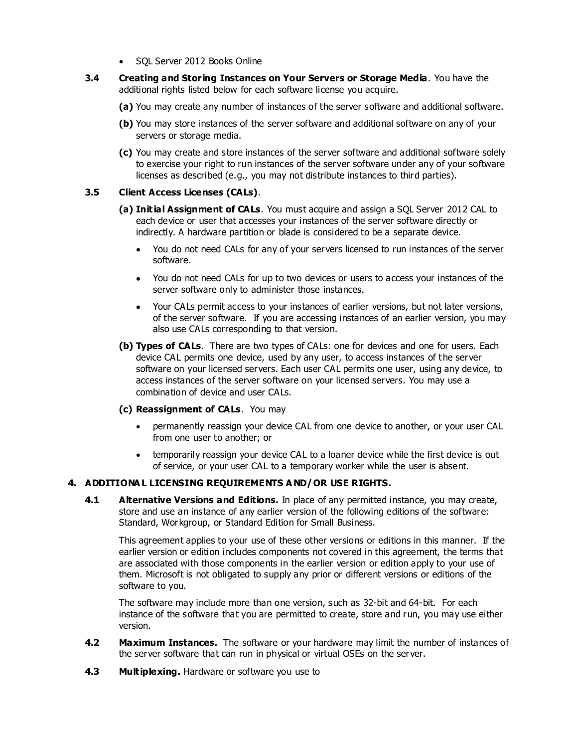- SQL Server 2012 Books Online

**3.4 Creating and Storing Instances on Your Servers or Storage Media**. You have the additional rights listed below for each software license you acquire.

**(a)** You may create any number of instances of the server software and additional software.

**(b)** You may store instances of the server software and additional software on any of your servers or storage media.

**(c)** You may create and store instances of the server software and additional software solely to exercise your right to run instances of the server software under any of your software licenses as described (e.g., you may not distribute instances to third parties).

**3.5 Client Access Licenses (CALs)**.

**(a) Initial Assignment of CALs**. You must acquire and assign a SQL Server 2012 CAL to each device or user that accesses your instances of the server software directly or indirectly. A hardware partition or blade is considered to be a separate device.

- You do not need CALs for any of your servers licensed to run instances of the server software.
- You do not need CALs for up to two devices or users to access your instances of the server software only to administer those instances.
- Your CALs permit access to your instances of earlier versions, but not later versions, of the server software. If you are accessing instances of an earlier version, you may also use CALs corresponding to that version.

**(b) Types of CALs**. There are two types of CALs: one for devices and one for users. Each device CAL permits one device, used by any user, to access instances of the server software on your licensed servers. Each user CAL permits one user, using any device, to access instances of the server software on your licensed servers. You may use a combination of device and user CALs.

**(c) Reassignment of CALs**. You may

- permanently reassign your device CAL from one device to another, or your user CAL from one user to another; or
- temporarily reassign your device CAL to a loaner device while the first device is out of service, or your user CAL to a temporary worker while the user is absent.

## 4. ADDITIONAL LICENSING REQUIREMENTS AND/OR USE RIGHTS.

**4.1 Alternative Versions and Editions.** In place of any permitted instance, you may create, store and use an instance of any earlier version of the following editions of the software: Standard, Workgroup, or Standard Edition for Small Business.

This agreement applies to your use of these other versions or editions in this manner. If the earlier version or edition includes components not covered in this agreement, the terms that are associated with those components in the earlier version or edition apply to your use of them. Microsoft is not obligated to supply any prior or different versions or editions of the software to you.

The software may include more than one version, such as 32-bit and 64-bit. For each instance of the software that you are permitted to create, store and run, you may use either version.

**4.2 Maximum Instances.** The software or your hardware may limit the number of instances of the server software that can run in physical or virtual OSEs on the server.

**4.3 Multiplexing.** Hardware or software you use to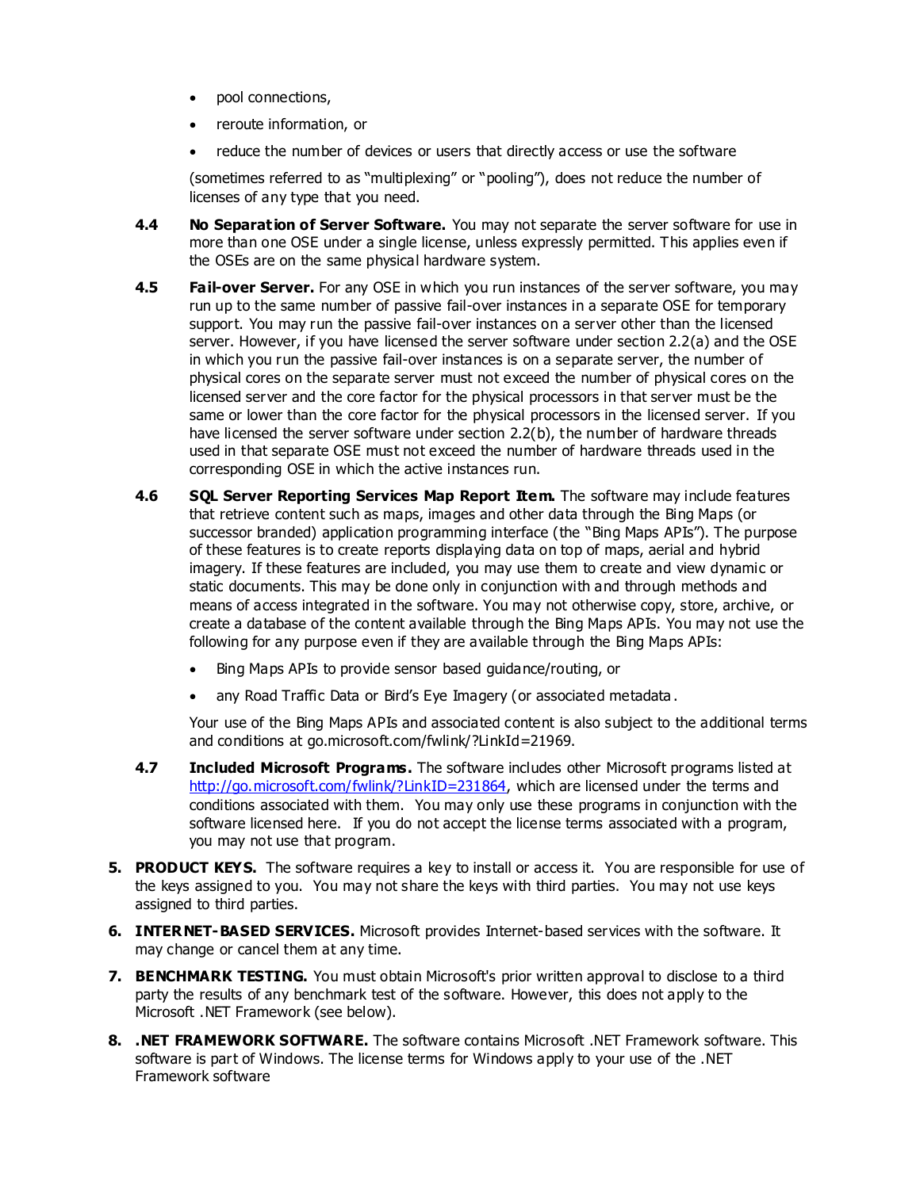- pool connections,
- reroute information, or
- reduce the number of devices or users that directly access or use the software

(sometimes referred to as "multiplexing" or "pooling"), does not reduce the number of licenses of any type that you need.

**4.4 No Separation of Server Software.** You may not separate the server software for use in more than one OSE under a single license, unless expressly permitted. This applies even if the OSEs are on the same physical hardware system.

**4.5 Fail-over Server.** For any OSE in which you run instances of the server software, you may run up to the same number of passive fail-over instances in a separate OSE for temporary support. You may run the passive fail-over instances on a server other than the licensed server. However, if you have licensed the server software under section 2.2(a) and the OSE in which you run the passive fail-over instances is on a separate server, the number of physical cores on the separate server must not exceed the number of physical cores on the licensed server and the core factor for the physical processors in that server must be the same or lower than the core factor for the physical processors in the licensed server. If you have licensed the server software under section 2.2(b), the number of hardware threads used in that separate OSE must not exceed the number of hardware threads used in the corresponding OSE in which the active instances run.

**4.6 SQL Server Reporting Services Map Report Item.** The software may include features that retrieve content such as maps, images and other data through the Bing Maps (or successor branded) application programming interface (the "Bing Maps APIs"). The purpose of these features is to create reports displaying data on top of maps, aerial and hybrid imagery. If these features are included, you may use them to create and view dynamic or static documents. This may be done only in conjunction with and through methods and means of access integrated in the software. You may not otherwise copy, store, archive, or create a database of the content available through the Bing Maps APIs. You may not use the following for any purpose even if they are available through the Bing Maps APIs:

- Bing Maps APIs to provide sensor based guidance/routing, or
- any Road Traffic Data or Bird's Eye Imagery (or associated metadata.

Your use of the Bing Maps APIs and associated content is also subject to the additional terms and conditions at go.microsoft.com/fwlink/?LinkId=21969.

**4.7 Included Microsoft Programs.** The software includes other Microsoft programs listed at http://go.microsoft.com/fwlink/?LinkID=231864, which are licensed under the terms and conditions associated with them. You may only use these programs in conjunction with the software licensed here. If you do not accept the license terms associated with a program, you may not use that program.

**5. PRODUCT KEYS.** The software requires a key to install or access it. You are responsible for use of the keys assigned to you. You may not share the keys with third parties. You may not use keys assigned to third parties.

**6. INTERNET-BASED SERVICES.** Microsoft provides Internet-based services with the software. It may change or cancel them at any time.

**7. BENCHMARK TESTING.** You must obtain Microsoft's prior written approval to disclose to a third party the results of any benchmark test of the software. However, this does not apply to the Microsoft .NET Framework (see below).

**8. .NET FRAMEWORK SOFTWARE.** The software contains Microsoft .NET Framework software. This software is part of Windows. The license terms for Windows apply to your use of the .NET Framework software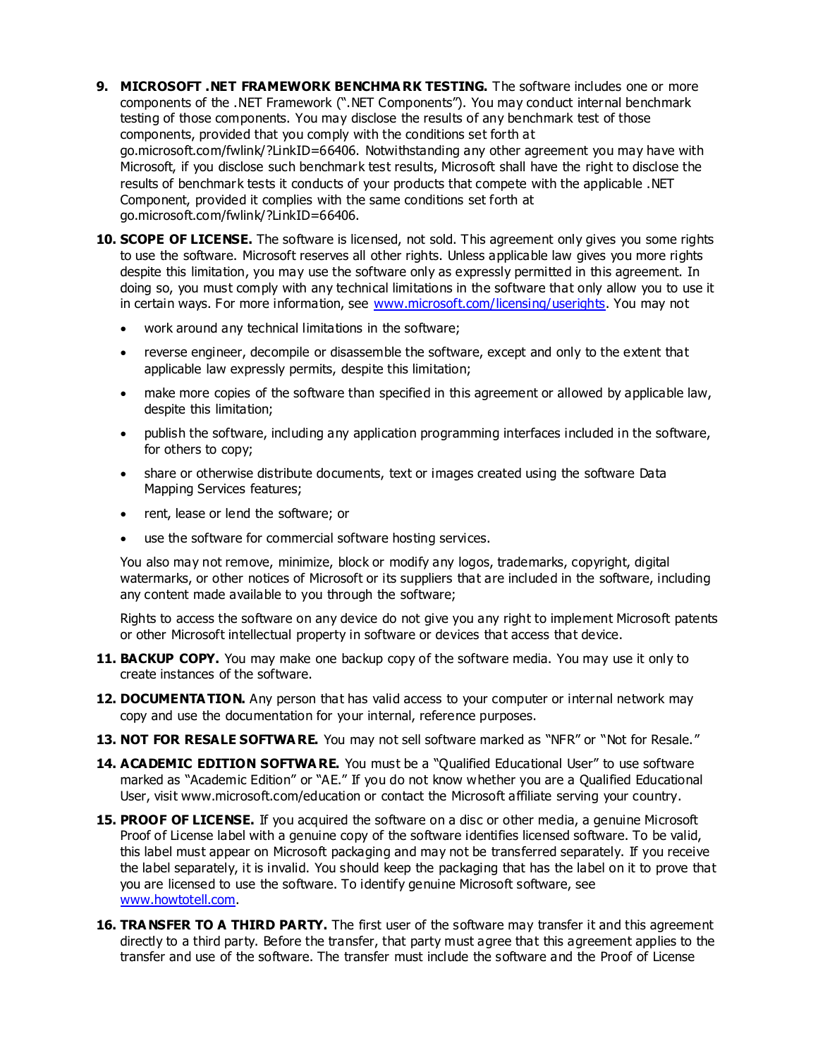9. **MICROSOFT .NET FRAMEWORK BENCHMARK TESTING.** The software includes one or more components of the .NET Framework (".NET Components"). You may conduct internal benchmark testing of those components. You may disclose the results of any benchmark test of those components, provided that you comply with the conditions set forth at go.microsoft.com/fwlink/?LinkID=66406. Notwithstanding any other agreement you may have with Microsoft, if you disclose such benchmark test results, Microsoft shall have the right to disclose the results of benchmark tests it conducts of your products that compete with the applicable .NET Component, provided it complies with the same conditions set forth at go.microsoft.com/fwlink/?LinkID=66406.

10. **SCOPE OF LICENSE.** The software is licensed, not sold. This agreement only gives you some rights to use the software. Microsoft reserves all other rights. Unless applicable law gives you more rights despite this limitation, you may use the software only as expressly permitted in this agreement. In doing so, you must comply with any technical limitations in the software that only allow you to use it in certain ways. For more information, see [www.microsoft.com/licensing/userights](www.microsoft.com/licensing/userights). You may not

    - work around any technical limitations in the software;
    - reverse engineer, decompile or disassemble the software, except and only to the extent that applicable law expressly permits, despite this limitation;
    - make more copies of the software than specified in this agreement or allowed by applicable law, despite this limitation;
    - publish the software, including any application programming interfaces included in the software, for others to copy;
    - share or otherwise distribute documents, text or images created using the software Data Mapping Services features;
    - rent, lease or lend the software; or
    - use the software for commercial software hosting services.

    You also may not remove, minimize, block or modify any logos, trademarks, copyright, digital watermarks, or other notices of Microsoft or its suppliers that are included in the software, including any content made available to you through the software;

    Rights to access the software on any device do not give you any right to implement Microsoft patents or other Microsoft intellectual property in software or devices that access that device.

11. **BACKUP COPY.** You may make one backup copy of the software media. You may use it only to create instances of the software.

12. **DOCUMENTATION.** Any person that has valid access to your computer or internal network may copy and use the documentation for your internal, reference purposes.

13. **NOT FOR RESALE SOFTWARE.** You may not sell software marked as "NFR" or "Not for Resale."

14. **ACADEMIC EDITION SOFTWARE.** You must be a "Qualified Educational User" to use software marked as "Academic Edition" or "AE." If you do not know whether you are a Qualified Educational User, visit www.microsoft.com/education or contact the Microsoft affiliate serving your country.

15. **PROOF OF LICENSE.** If you acquired the software on a disc or other media, a genuine Microsoft Proof of License label with a genuine copy of the software identifies licensed software. To be valid, this label must appear on Microsoft packaging and may not be transferred separately. If you receive the label separately, it is invalid. You should keep the packaging that has the label on it to prove that you are licensed to use the software. To identify genuine Microsoft software, see [www.howtotell.com](www.howtotell.com).

16. **TRANSFER TO A THIRD PARTY.** The first user of the software may transfer it and this agreement directly to a third party. Before the transfer, that party must agree that this agreement applies to the transfer and use of the software. The transfer must include the software and the Proof of License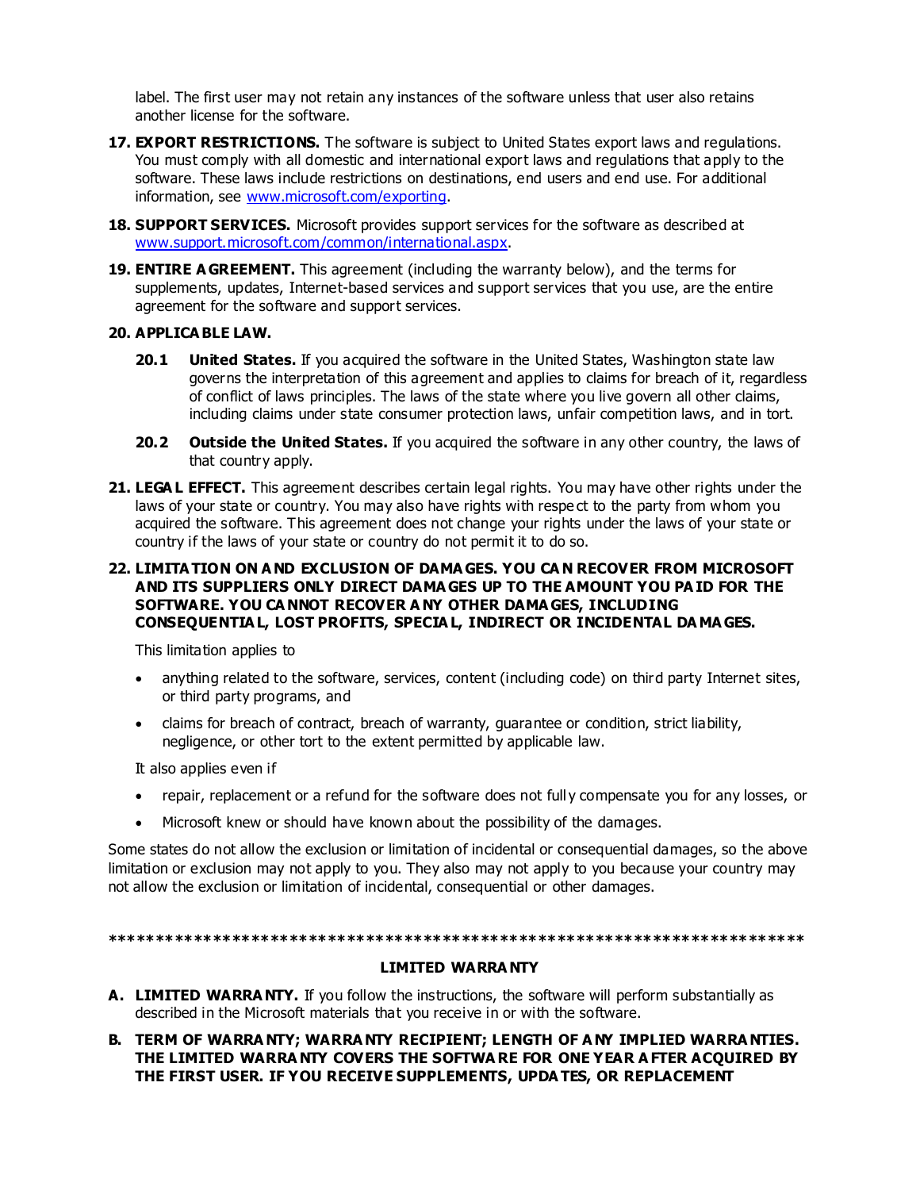label. The first user may not retain any instances of the software unless that user also retains another license for the software.

17. **EXPORT RESTRICTIONS.** The software is subject to United States export laws and regulations. You must comply with all domestic and international export laws and regulations that apply to the software. These laws include restrictions on destinations, end users and end use. For additional information, see [www.microsoft.com/exporting](www.microsoft.com/exporting).

18. **SUPPORT SERVICES.** Microsoft provides support services for the software as described at [www.support.microsoft.com/common/international.aspx](www.support.microsoft.com/common/international.aspx).

19. **ENTIRE AGREEMENT.** This agreement (including the warranty below), and the terms for supplements, updates, Internet-based services and support services that you use, are the entire agreement for the software and support services.

20. **APPLICABLE LAW.**

    **20.1 United States.** If you acquired the software in the United States, Washington state law governs the interpretation of this agreement and applies to claims for breach of it, regardless of conflict of laws principles. The laws of the state where you live govern all other claims, including claims under state consumer protection laws, unfair competition laws, and in tort.

    **20.2 Outside the United States.** If you acquired the software in any other country, the laws of that country apply.

21. **LEGAL EFFECT.** This agreement describes certain legal rights. You may have other rights under the laws of your state or country. You may also have rights with respect to the party from whom you acquired the software. This agreement does not change your rights under the laws of your state or country if the laws of your state or country do not permit it to do so.

22. **LIMITATION ON AND EXCLUSION OF DAMAGES. YOU CAN RECOVER FROM MICROSOFT AND ITS SUPPLIERS ONLY DIRECT DAMAGES UP TO THE AMOUNT YOU PAID FOR THE SOFTWARE. YOU CANNOT RECOVER ANY OTHER DAMAGES, INCLUDING CONSEQUENTIAL, LOST PROFITS, SPECIAL, INDIRECT OR INCIDENTAL DAMAGES.**

    This limitation applies to

    - anything related to the software, services, content (including code) on third party Internet sites, or third party programs, and
    - claims for breach of contract, breach of warranty, guarantee or condition, strict liability, negligence, or other tort to the extent permitted by applicable law.

    It also applies even if

    - repair, replacement or a refund for the software does not fully compensate you for any losses, or
    - Microsoft knew or should have known about the possibility of the damages.

Some states do not allow the exclusion or limitation of incidental or consequential damages, so the above limitation or exclusion may not apply to you. They also may not apply to you because your country may not allow the exclusion or limitation of incidental, consequential or other damages.

************************************************************************

**LIMITED WARRANTY**

A. **LIMITED WARRANTY.** If you follow the instructions, the software will perform substantially as described in the Microsoft materials that you receive in or with the software.

B. **TERM OF WARRANTY; WARRANTY RECIPIENT; LENGTH OF ANY IMPLIED WARRANTIES. THE LIMITED WARRANTY COVERS THE SOFTWARE FOR ONE YEAR AFTER ACQUIRED BY THE FIRST USER. IF YOU RECEIVE SUPPLEMENTS, UPDATES, OR REPLACEMENT**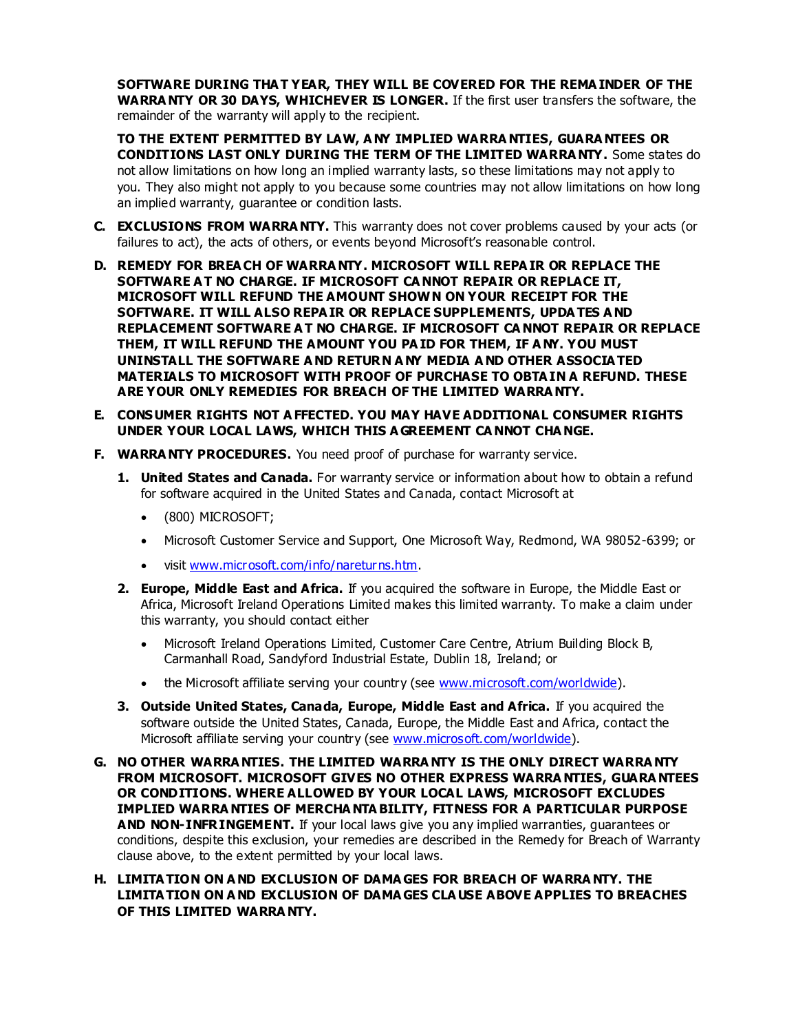**SOFTWARE DURING THAT YEAR, THEY WILL BE COVERED FOR THE REMAINDER OF THE WARRANTY OR 30 DAYS, WHICHEVER IS LONGER.** If the first user transfers the software, the remainder of the warranty will apply to the recipient.

**TO THE EXTENT PERMITTED BY LAW, ANY IMPLIED WARRANTIES, GUARANTEES OR CONDITIONS LAST ONLY DURING THE TERM OF THE LIMITED WARRANTY.** Some states do not allow limitations on how long an implied warranty lasts, so these limitations may not apply to you. They also might not apply to you because some countries may not allow limitations on how long an implied warranty, guarantee or condition lasts.

**C. EXCLUSIONS FROM WARRANTY.** This warranty does not cover problems caused by your acts (or failures to act), the acts of others, or events beyond Microsoft's reasonable control.

**D. REMEDY FOR BREACH OF WARRANTY. MICROSOFT WILL REPAIR OR REPLACE THE SOFTWARE AT NO CHARGE. IF MICROSOFT CANNOT REPAIR OR REPLACE IT, MICROSOFT WILL REFUND THE AMOUNT SHOWN ON YOUR RECEIPT FOR THE SOFTWARE. IT WILL ALSO REPAIR OR REPLACE SUPPLEMENTS, UPDATES AND REPLACEMENT SOFTWARE AT NO CHARGE. IF MICROSOFT CANNOT REPAIR OR REPLACE THEM, IT WILL REFUND THE AMOUNT YOU PAID FOR THEM, IF ANY. YOU MUST UNINSTALL THE SOFTWARE AND RETURN ANY MEDIA AND OTHER ASSOCIATED MATERIALS TO MICROSOFT WITH PROOF OF PURCHASE TO OBTAIN A REFUND. THESE ARE YOUR ONLY REMEDIES FOR BREACH OF THE LIMITED WARRANTY.**

**E. CONSUMER RIGHTS NOT AFFECTED. YOU MAY HAVE ADDITIONAL CONSUMER RIGHTS UNDER YOUR LOCAL LAWS, WHICH THIS AGREEMENT CANNOT CHANGE.**

**F. WARRANTY PROCEDURES.** You need proof of purchase for warranty service.

1. **United States and Canada.** For warranty service or information about how to obtain a refund for software acquired in the United States and Canada, contact Microsoft at
   - (800) MICROSOFT;
   - Microsoft Customer Service and Support, One Microsoft Way, Redmond, WA 98052-6399; or
   - visit www.microsoft.com/info/nareturns.htm.
2. **Europe, Middle East and Africa.** If you acquired the software in Europe, the Middle East or Africa, Microsoft Ireland Operations Limited makes this limited warranty. To make a claim under this warranty, you should contact either
   - Microsoft Ireland Operations Limited, Customer Care Centre, Atrium Building Block B, Carmanhall Road, Sandyford Industrial Estate, Dublin 18, Ireland; or
   - the Microsoft affiliate serving your country (see www.microsoft.com/worldwide).
3. **Outside United States, Canada, Europe, Middle East and Africa.** If you acquired the software outside the United States, Canada, Europe, the Middle East and Africa, contact the Microsoft affiliate serving your country (see www.microsoft.com/worldwide).

**G. NO OTHER WARRANTIES. THE LIMITED WARRANTY IS THE ONLY DIRECT WARRANTY FROM MICROSOFT. MICROSOFT GIVES NO OTHER EXPRESS WARRANTIES, GUARANTEES OR CONDITIONS. WHERE ALLOWED BY YOUR LOCAL LAWS, MICROSOFT EXCLUDES IMPLIED WARRANTIES OF MERCHANTABILITY, FITNESS FOR A PARTICULAR PURPOSE AND NON-INFRINGEMENT.** If your local laws give you any implied warranties, guarantees or conditions, despite this exclusion, your remedies are described in the Remedy for Breach of Warranty clause above, to the extent permitted by your local laws.

**H. LIMITATION ON AND EXCLUSION OF DAMAGES FOR BREACH OF WARRANTY. THE LIMITATION ON AND EXCLUSION OF DAMAGES CLAUSE ABOVE APPLIES TO BREACHES OF THIS LIMITED WARRANTY.**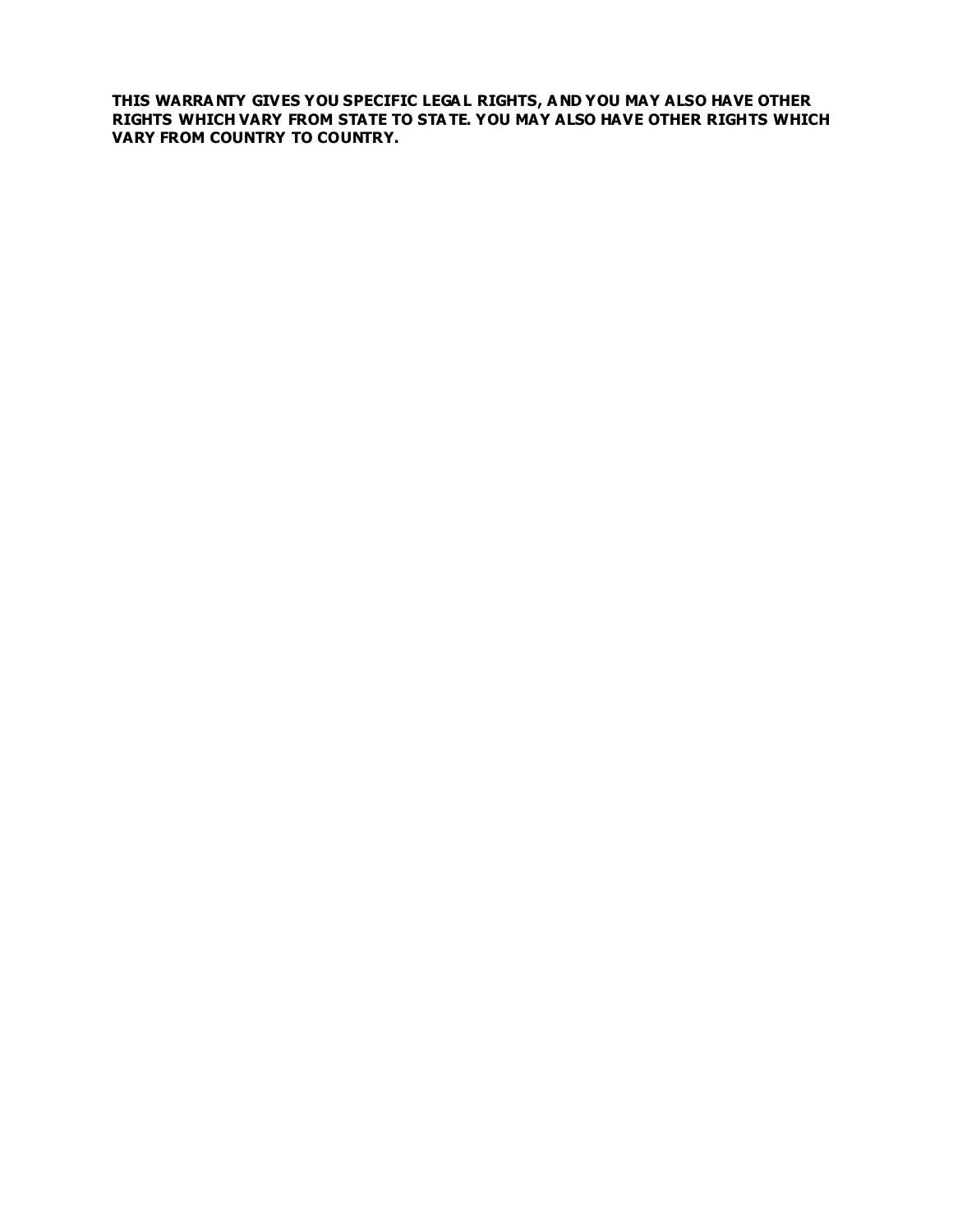**THIS WARRANTY GIVES YOU SPECIFIC LEGAL RIGHTS, AND YOU MAY ALSO HAVE OTHER RIGHTS WHICH VARY FROM STATE TO STATE. YOU MAY ALSO HAVE OTHER RIGHTS WHICH VARY FROM COUNTRY TO COUNTRY.**